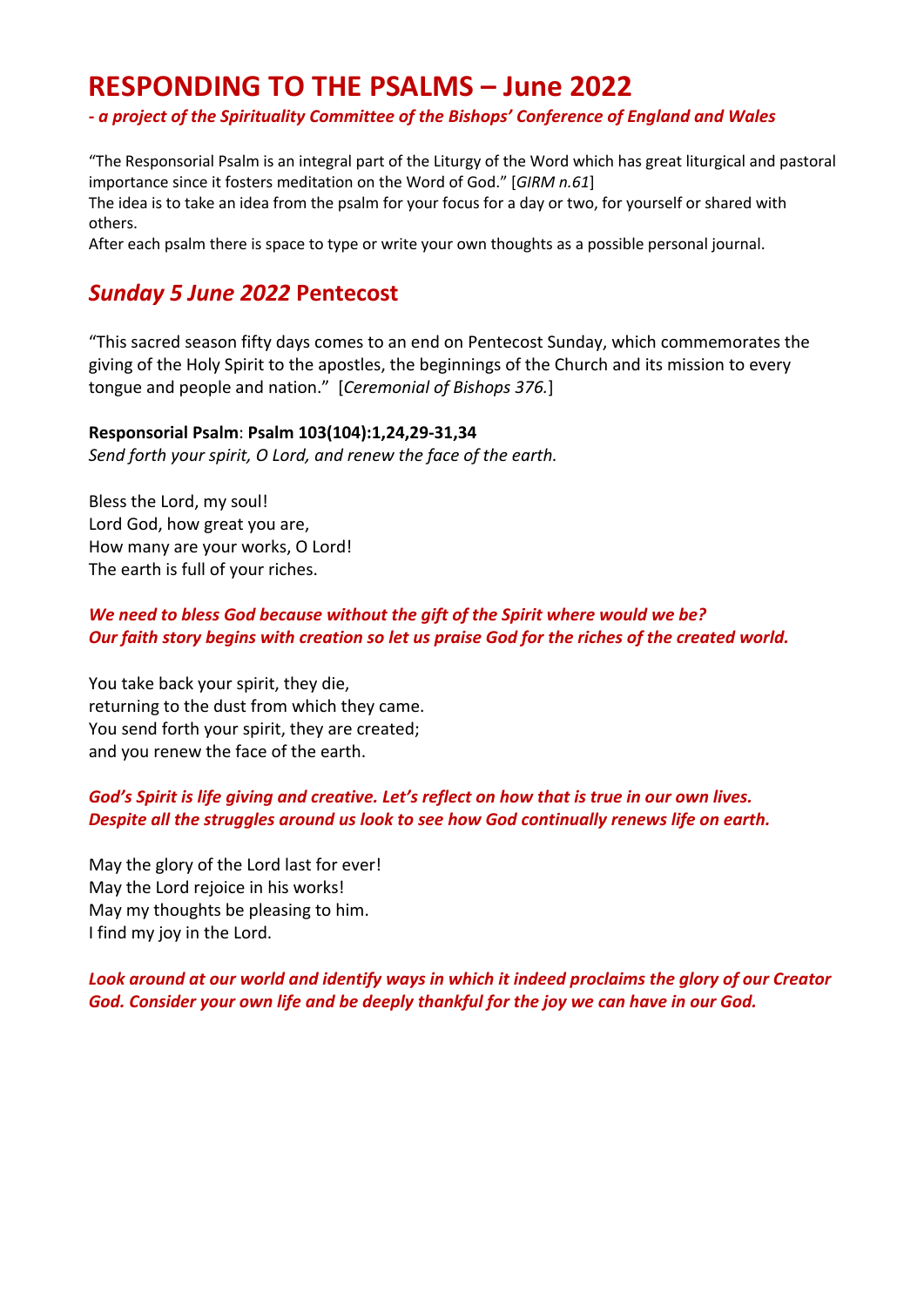# RESPONDING TO THE PSALMS – June 2022

***- a project of the Spirituality Committee of the Bishops' Conference of England and Wales***

"The Responsorial Psalm is an integral part of the Liturgy of the Word which has great liturgical and pastoral importance since it fosters meditation on the Word of God." [*GIRM n.61*]
The idea is to take an idea from the psalm for your focus for a day or two, for yourself or shared with others.
After each psalm there is space to type or write your own thoughts as a possible personal journal.

## *Sunday 5 June 2022* Pentecost

"This sacred season fifty days comes to an end on Pentecost Sunday, which commemorates the giving of the Holy Spirit to the apostles, the beginnings of the Church and its mission to every tongue and people and nation." [*Ceremonial of Bishops 376.*]

**Responsorial Psalm**: **Psalm 103(104):1,24,29-31,34**
*Send forth your spirit, O Lord, and renew the face of the earth.*

Bless the Lord, my soul!
Lord God, how great you are,
How many are your works, O Lord!
The earth is full of your riches.

***We need to bless God because without the gift of the Spirit where would we be? Our faith story begins with creation so let us praise God for the riches of the created world.***

You take back your spirit, they die,
returning to the dust from which they came.
You send forth your spirit, they are created;
and you renew the face of the earth.

***God's Spirit is life giving and creative. Let's reflect on how that is true in our own lives. Despite all the struggles around us look to see how God continually renews life on earth.***

May the glory of the Lord last for ever!
May the Lord rejoice in his works!
May my thoughts be pleasing to him.
I find my joy in the Lord.

***Look around at our world and identify ways in which it indeed proclaims the glory of our Creator God. Consider your own life and be deeply thankful for the joy we can have in our God.***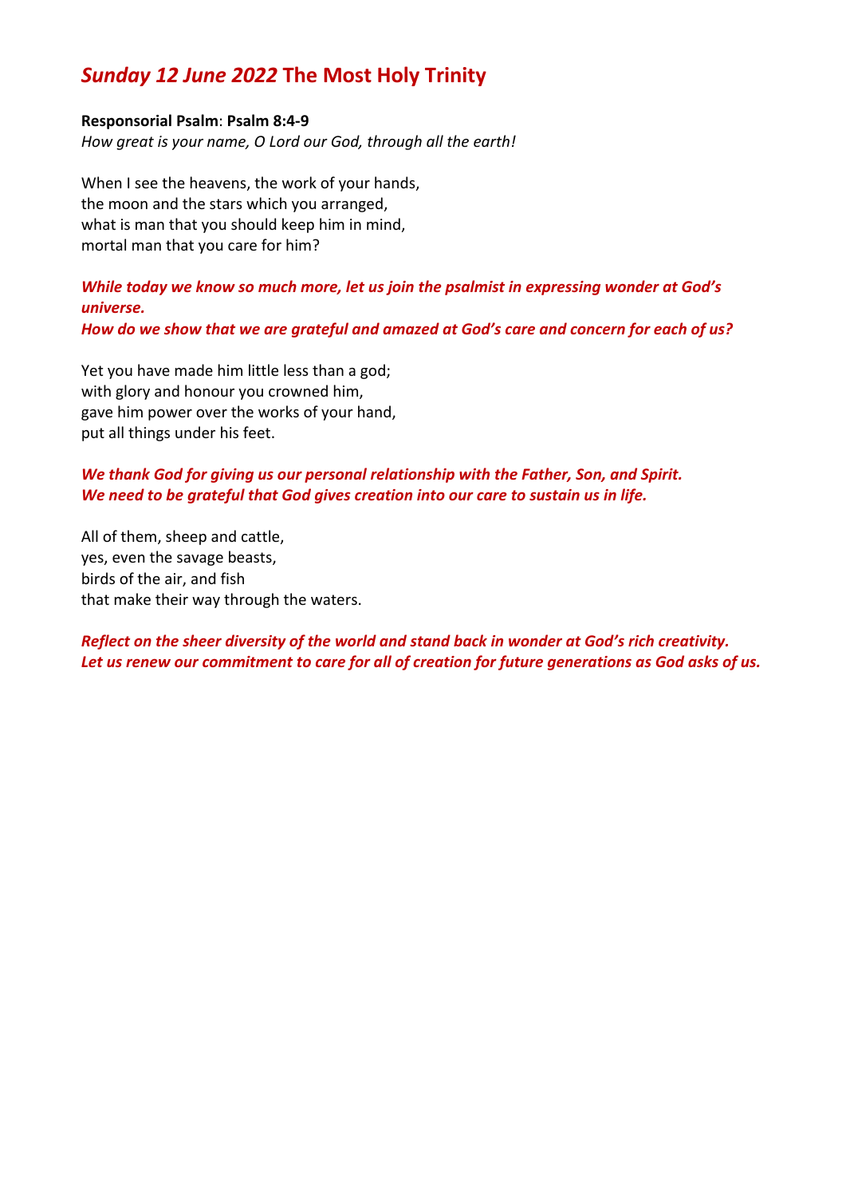# *Sunday 12 June 2022* The Most Holy Trinity

**Responsorial Psalm**: **Psalm 8:4-9**
*How great is your name, O Lord our God, through all the earth!*

When I see the heavens, the work of your hands,
the moon and the stars which you arranged,
what is man that you should keep him in mind,
mortal man that you care for him?

***While today we know so much more, let us join the psalmist in expressing wonder at God's universe.***
***How do we show that we are grateful and amazed at God's care and concern for each of us?***

Yet you have made him little less than a god;
with glory and honour you crowned him,
gave him power over the works of your hand,
put all things under his feet.

***We thank God for giving us our personal relationship with the Father, Son, and Spirit.***
***We need to be grateful that God gives creation into our care to sustain us in life.***

All of them, sheep and cattle,
yes, even the savage beasts,
birds of the air, and fish
that make their way through the waters.

***Reflect on the sheer diversity of the world and stand back in wonder at God's rich creativity.***
***Let us renew our commitment to care for all of creation for future generations as God asks of us.***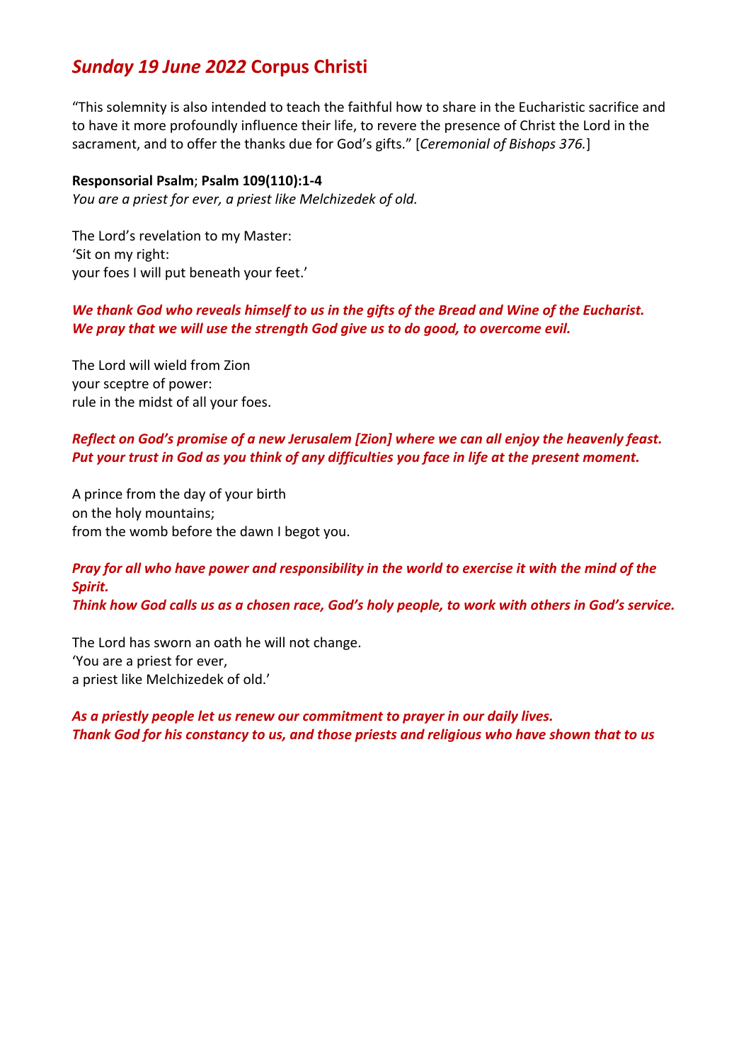## *Sunday 19 June 2022* Corpus Christi

"This solemnity is also intended to teach the faithful how to share in the Eucharistic sacrifice and to have it more profoundly influence their life, to revere the presence of Christ the Lord in the sacrament, and to offer the thanks due for God's gifts." [*Ceremonial of Bishops 376.*]

**Responsorial Psalm**; **Psalm 109(110):1-4**
*You are a priest for ever, a priest like Melchizedek of old.*

The Lord's revelation to my Master:
'Sit on my right:
your foes I will put beneath your feet.'

***We thank God who reveals himself to us in the gifts of the Bread and Wine of the Eucharist.***
***We pray that we will use the strength God give us to do good, to overcome evil.***

The Lord will wield from Zion
your sceptre of power:
rule in the midst of all your foes.

***Reflect on God's promise of a new Jerusalem [Zion] where we can all enjoy the heavenly feast.***
***Put your trust in God as you think of any difficulties you face in life at the present moment.***

A prince from the day of your birth
on the holy mountains;
from the womb before the dawn I begot you.

***Pray for all who have power and responsibility in the world to exercise it with the mind of the Spirit.***
***Think how God calls us as a chosen race, God's holy people, to work with others in God's service.***

The Lord has sworn an oath he will not change.
'You are a priest for ever,
a priest like Melchizedek of old.'

***As a priestly people let us renew our commitment to prayer in our daily lives.***
***Thank God for his constancy to us, and those priests and religious who have shown that to us***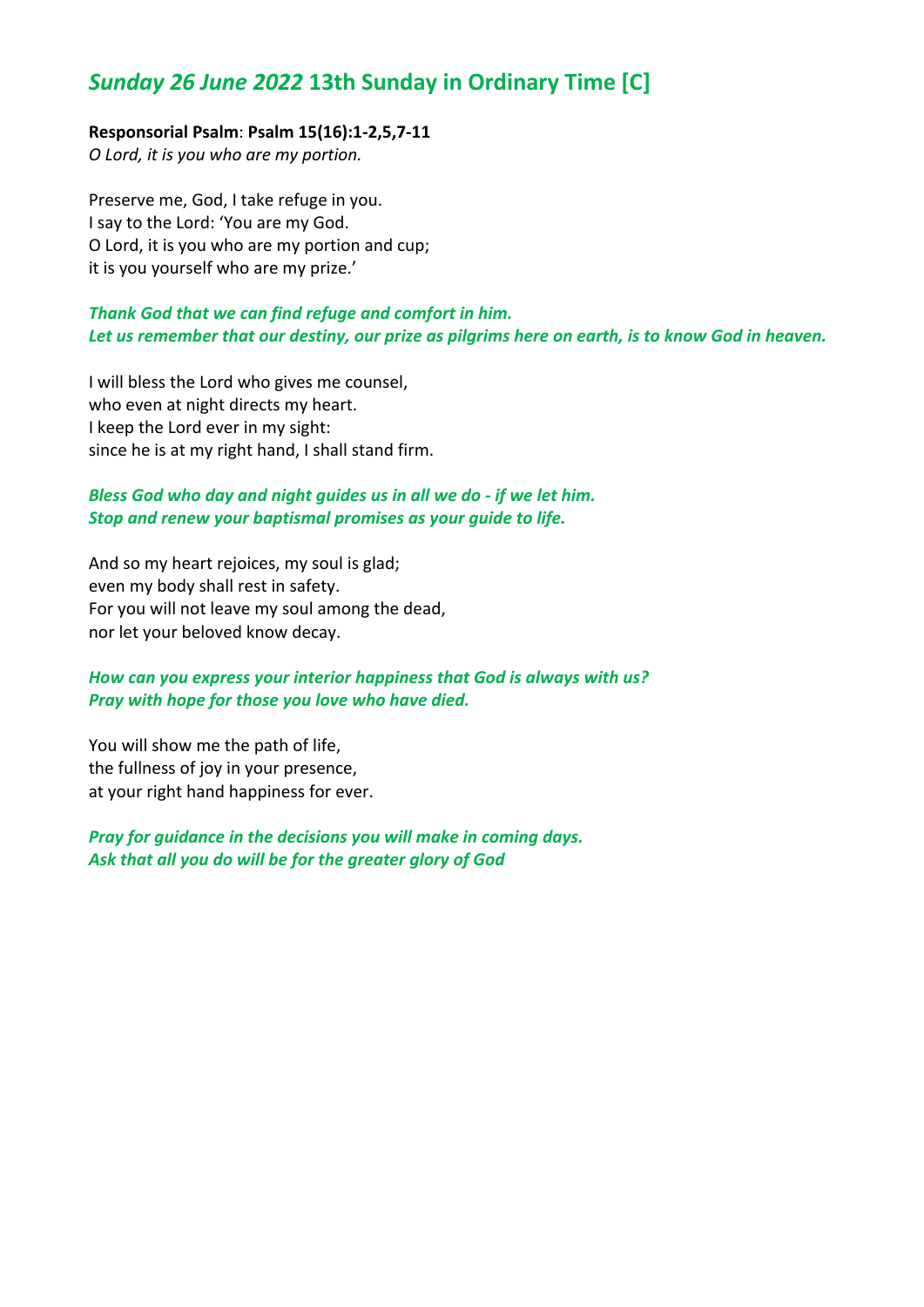# *Sunday 26 June 2022* 13th Sunday in Ordinary Time [C]

**Responsorial Psalm**: **Psalm 15(16):1-2,5,7-11**
*O Lord, it is you who are my portion.*

Preserve me, God, I take refuge in you.
I say to the Lord: 'You are my God.
O Lord, it is you who are my portion and cup;
it is you yourself who are my prize.'

***Thank God that we can find refuge and comfort in him.***
***Let us remember that our destiny, our prize as pilgrims here on earth, is to know God in heaven.***

I will bless the Lord who gives me counsel,
who even at night directs my heart.
I keep the Lord ever in my sight:
since he is at my right hand, I shall stand firm.

***Bless God who day and night guides us in all we do - if we let him.***
***Stop and renew your baptismal promises as your guide to life.***

And so my heart rejoices, my soul is glad;
even my body shall rest in safety.
For you will not leave my soul among the dead,
nor let your beloved know decay.

***How can you express your interior happiness that God is always with us?***
***Pray with hope for those you love who have died.***

You will show me the path of life,
the fullness of joy in your presence,
at your right hand happiness for ever.

***Pray for guidance in the decisions you will make in coming days.***
***Ask that all you do will be for the greater glory of God***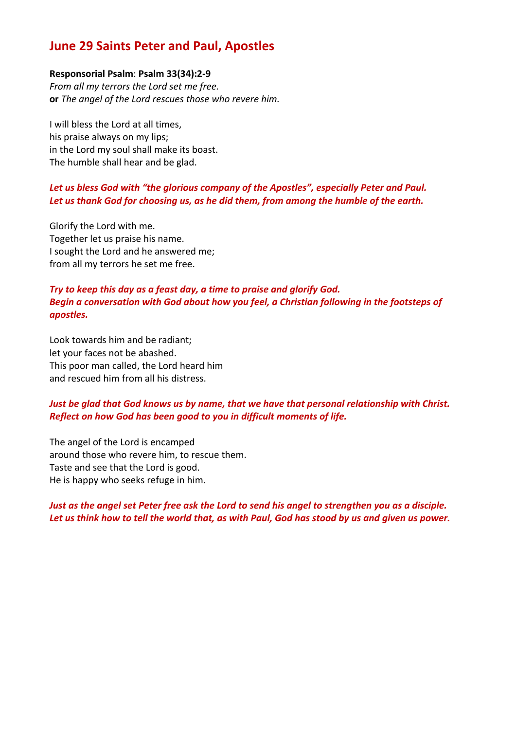# June 29 Saints Peter and Paul, Apostles

**Responsorial Psalm**: **Psalm 33(34):2-9**
*From all my terrors the Lord set me free.*
**or** *The angel of the Lord rescues those who revere him.*

I will bless the Lord at all times,
his praise always on my lips;
in the Lord my soul shall make its boast.
The humble shall hear and be glad.

***Let us bless God with "the glorious company of the Apostles", especially Peter and Paul.***
***Let us thank God for choosing us, as he did them, from among the humble of the earth.***

Glorify the Lord with me.
Together let us praise his name.
I sought the Lord and he answered me;
from all my terrors he set me free.

***Try to keep this day as a feast day, a time to praise and glorify God.***
***Begin a conversation with God about how you feel, a Christian following in the footsteps of apostles.***

Look towards him and be radiant;
let your faces not be abashed.
This poor man called, the Lord heard him
and rescued him from all his distress.

***Just be glad that God knows us by name, that we have that personal relationship with Christ.***
***Reflect on how God has been good to you in difficult moments of life.***

The angel of the Lord is encamped
around those who revere him, to rescue them.
Taste and see that the Lord is good.
He is happy who seeks refuge in him.

***Just as the angel set Peter free ask the Lord to send his angel to strengthen you as a disciple.***
***Let us think how to tell the world that, as with Paul, God has stood by us and given us power.***